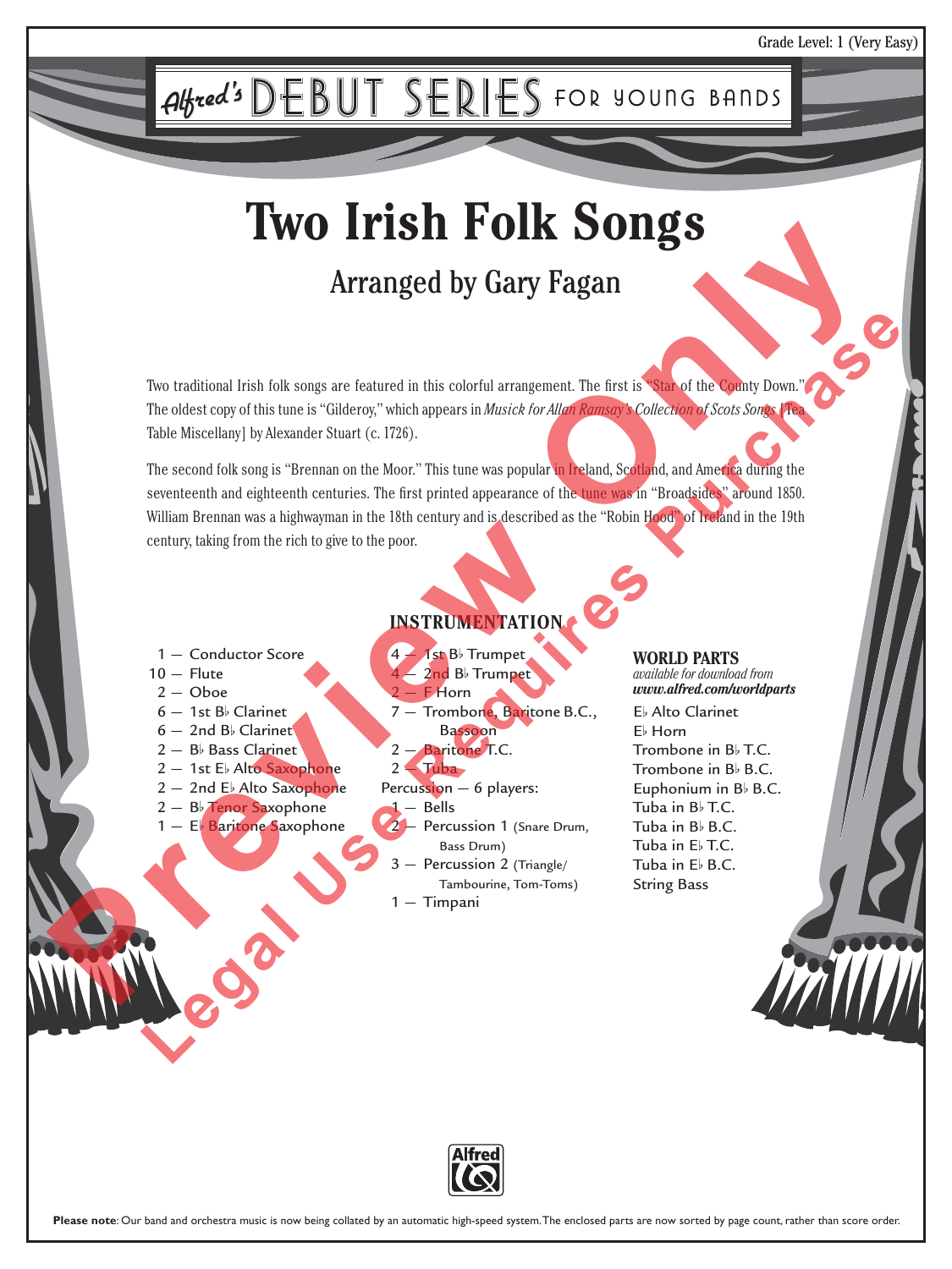Grade Level: 1 (Very Easy)

Alfred's DEBUT SERIES FOR YOUNG BANDS

# Two Irish Folk Songs

## Arranged by Gary Fagan

Two traditional Irish folk songs are featured in this colorful arrangement. The first is "Star of the County Down." The oldest copy of this tune is "Gilderoy," which appears in *Musick for Allan Ramsay's Collection of Scots Songs* [Tea Table Miscellany] by Alexander Stuart (c. 1726).

The second folk song is "Brennan on the Moor." This tune was popular in Ireland, Scotland, and America during the seventeenth and eighteenth centuries. The first printed appearance of the tune was in "Broadsides" around 1850. William Brennan was a highwayman in the 18th century and is described as the "Robin Hood" of Ireland in the 19th century, taking from the rich to give to the poor.

### INSTRUMENTATION

- 1 — Conductor Score
- 10 — Flute
- 2 — Oboe
- 6 — 1st B♭ Clarinet
- 6 — 2nd B♭ Clarinet
- 2 — B♭ Bass Clarinet
- 2 — 1st E♭ Alto Saxophone
- 2 — 2nd E♭ Alto Saxophone
- 2 — B♭ Tenor Saxophone
- 1 — E♭ Baritone Saxophone
- 4 — 1st B♭ Trumpet
- 4 — 2nd B♭ Trumpet
- 2 — F Horn
- 7 — Trombone, Baritone B.C., Bassoon
- 2 — Baritone T.C.
- 2 — Tuba
- Percussion — 6 players:
  - 1 — Bells
  - 2 — Percussion 1 (Snare Drum, Bass Drum)
  - 3 — Percussion 2 (Triangle/ Tambourine, Tom-Toms)
  - 1 — Timpani

**WORLD PARTS**
*available for download from*
***www.alfred.com/worldparts***

- E♭ Alto Clarinet
- E♭ Horn
- Trombone in B♭ T.C.
- Trombone in B♭ B.C.
- Euphonium in B♭ B.C.
- Tuba in B♭ T.C.
- Tuba in B♭ B.C.
- Tuba in E♭ T.C.
- Tuba in E♭ B.C.
- String Bass

Preview Only
Legal Use Requires Purchase

**Please note**: Our band and orchestra music is now being collated by an automatic high-speed system. The enclosed parts are now sorted by page count, rather than score order.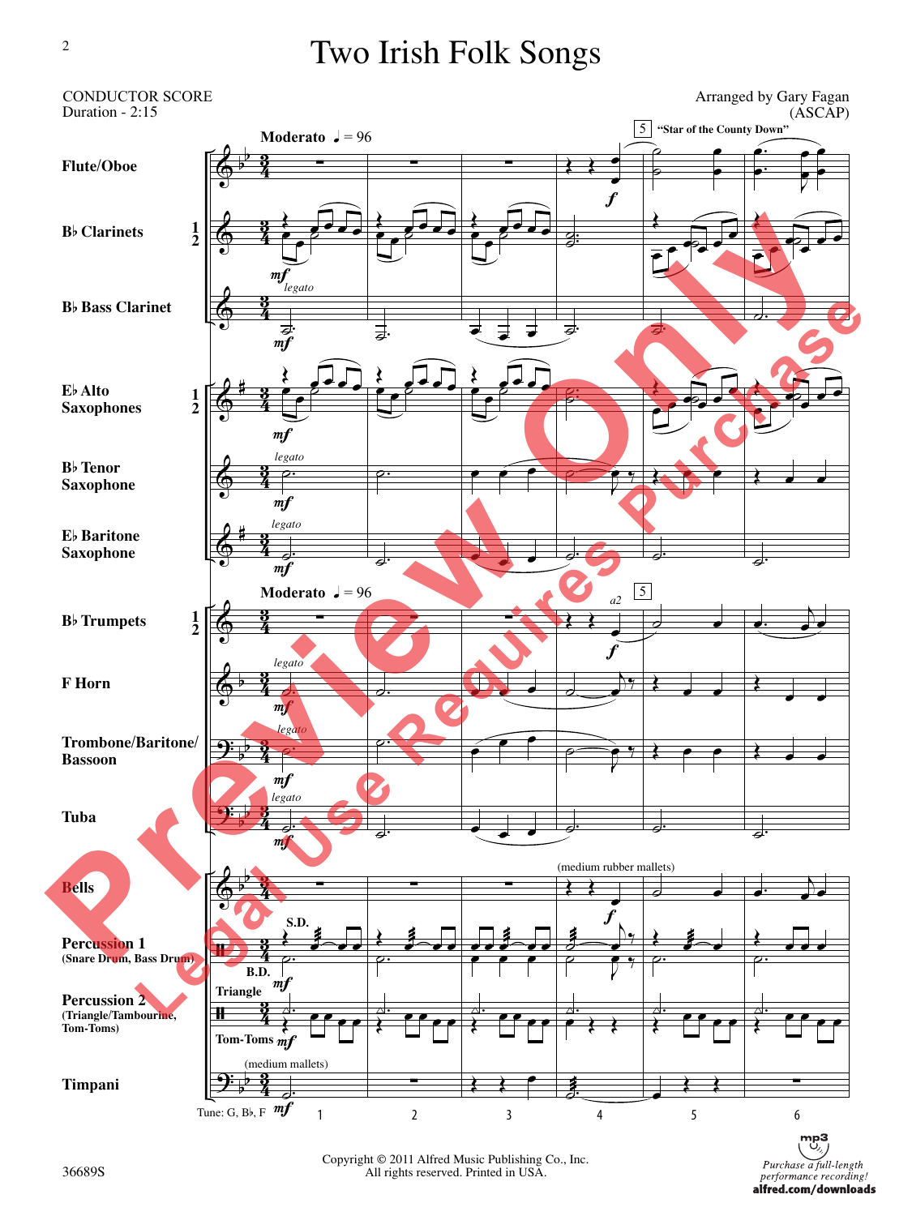# Two Irish Folk Songs

CONDUCTOR SCORE
Duration - 2:15

Arranged by Gary Fagan
(ASCAP)

Copyright © 2011 Alfred Music Publishing Co., Inc.
All rights reserved. Printed in USA.

36689S

Purchase a full-length performance recording!
alfred.com/downloads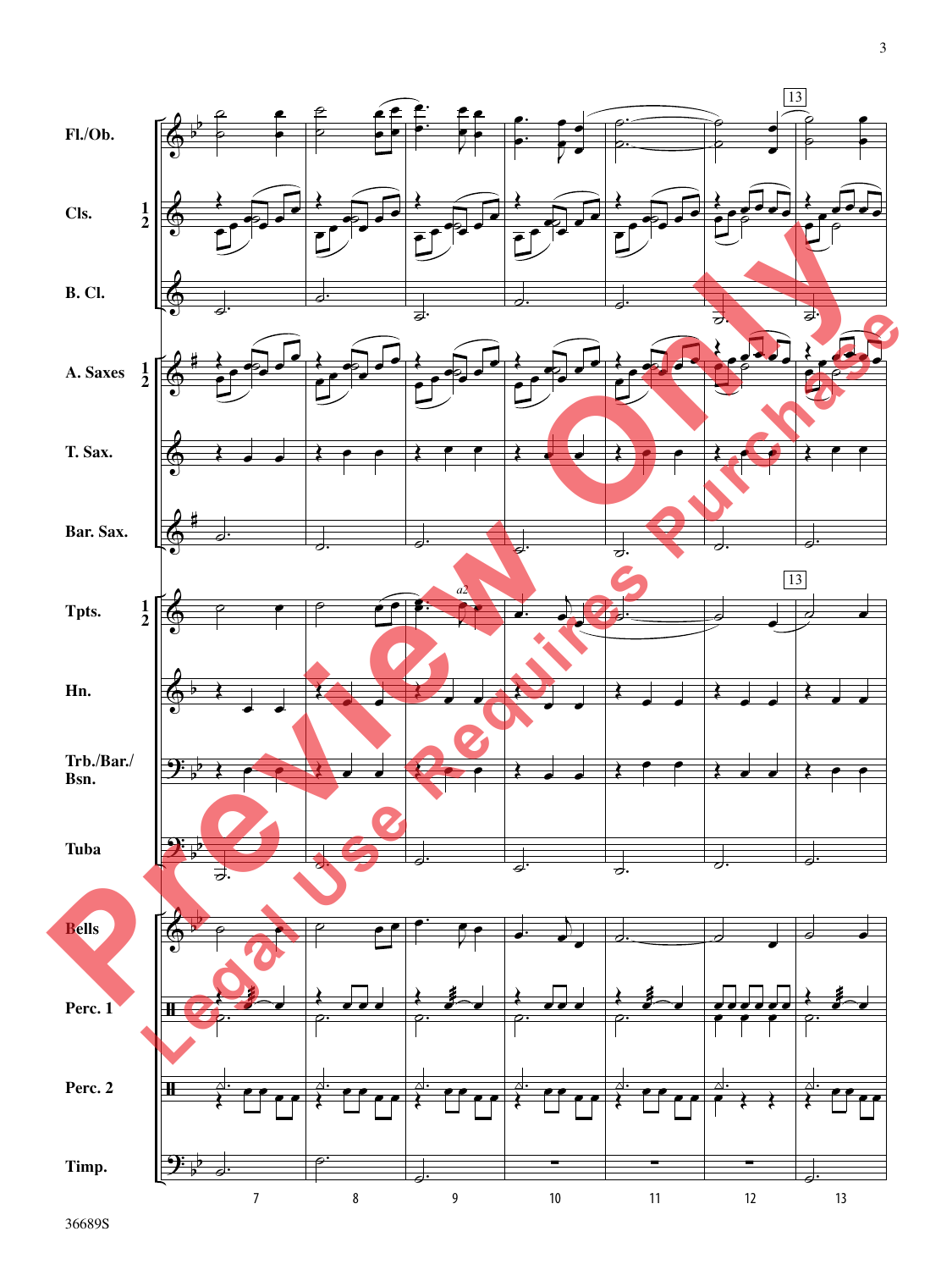Fl./Ob.

Cls. 1 2

B. Cl.

A. Saxes 1 2

T. Sax.

Bar. Sax.

Tpts. 1 2

*a2*

Hn.

Trb./Bar./ Bsn.

Tuba

Bells

Perc. 1

Perc. 2

Timp.

13

7 8 9 10 11 12 13

Preview Only

Legal Use Requires Purchase

36689S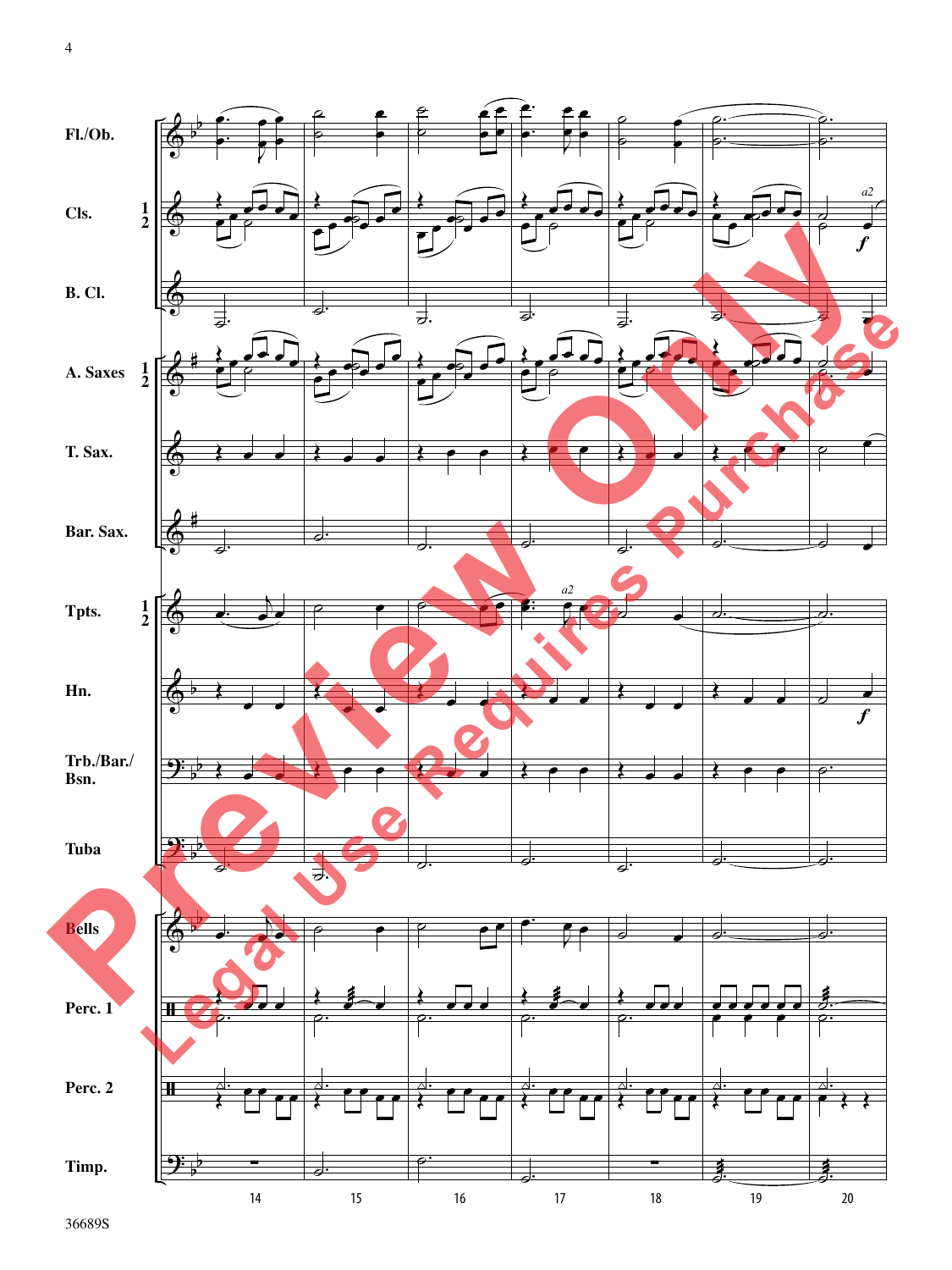Fl./Ob.

Cls. 1 2

B. Cl.

A. Saxes 1 2

T. Sax.

Bar. Sax.

Tpts. 1 2

Hn.

Trb./Bar./ Bsn.

Tuba

Bells

Perc. 1

Perc. 2

Timp.

14 15 16 17 18 19 20

36689S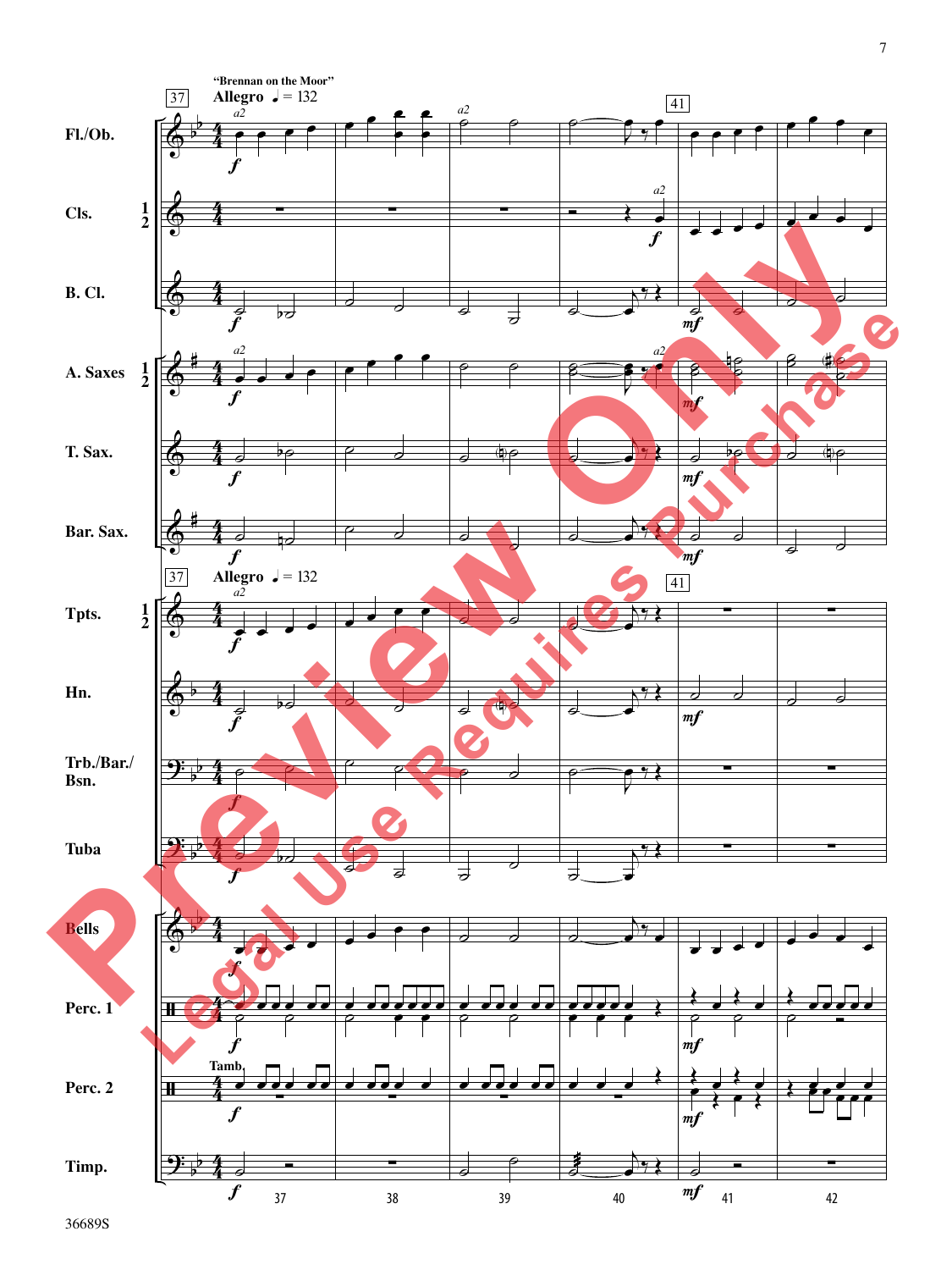"Brennan on the Moor"

Allegro ♩ = 132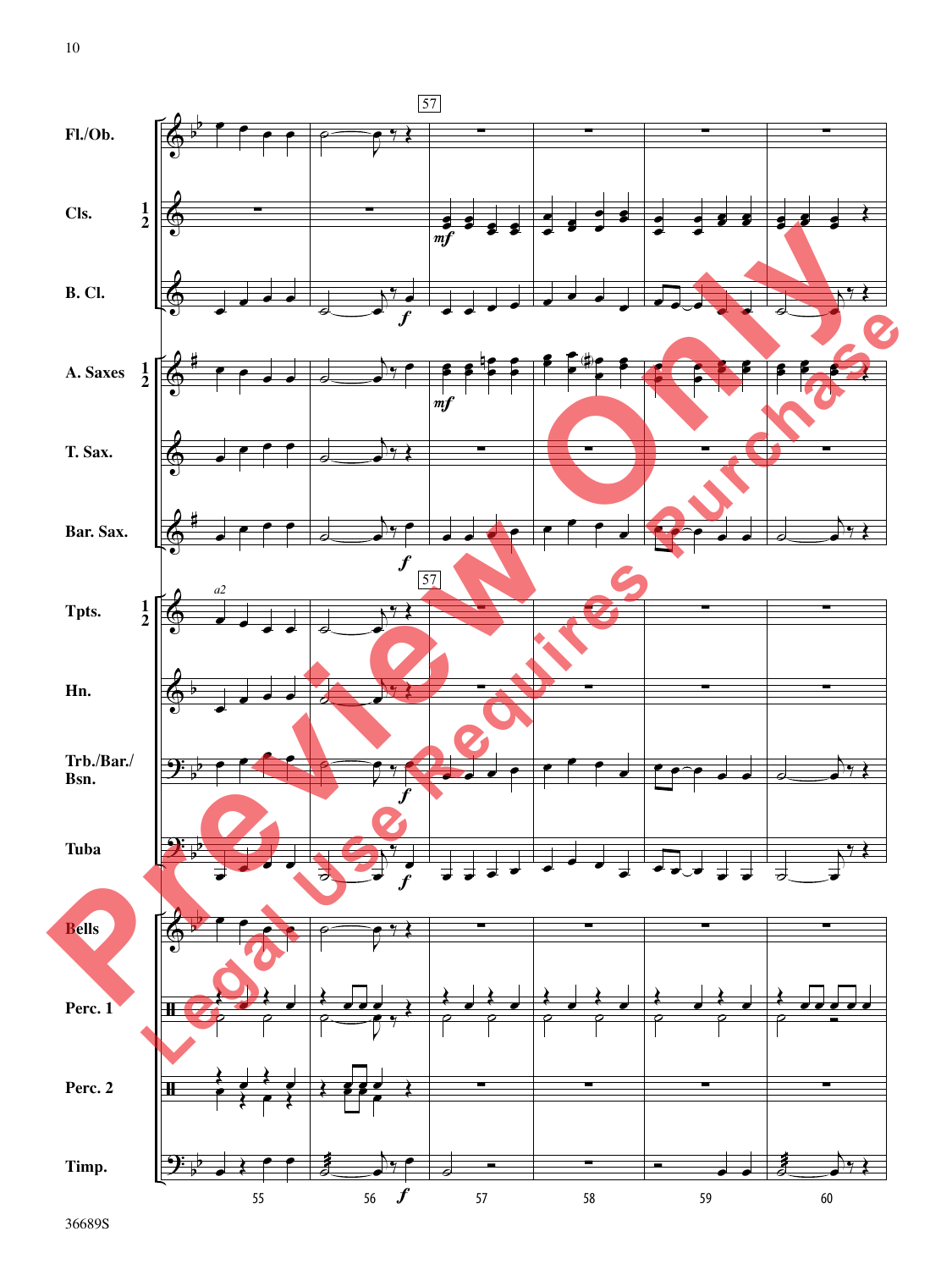Fl./Ob.

Cls. 1 2

B. Cl.

A. Saxes 1 2

T. Sax.

Bar. Sax.

Tpts. 1 2

Hn.

Trb./Bar./Bsn.

Tuba

Bells

Perc. 1

Perc. 2

Timp.

36689S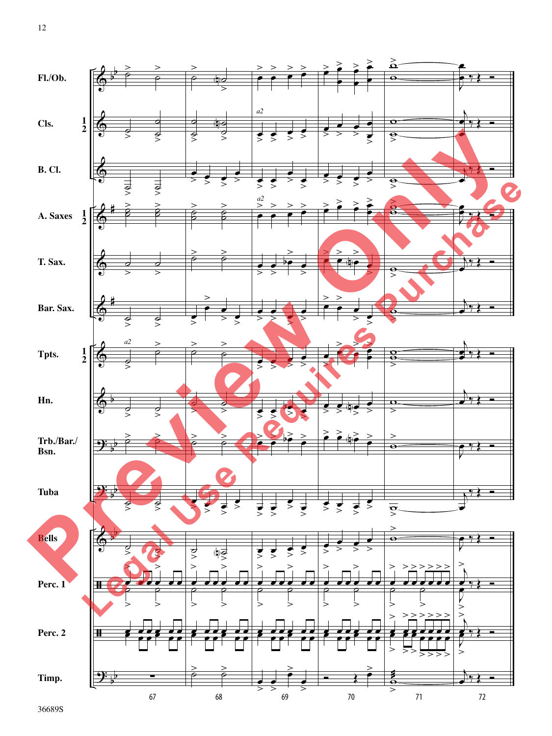Fl./Ob.

Cls. 1 2

B. Cl.

A. Saxes 1 2

T. Sax.

Bar. Sax.

Tpts. 1 2

Hn.

Trb./Bar./Bsn.

Tuba

Bells

Perc. 1

Perc. 2

Timp.

a2

67 68 69 70 71 72

Preview Only

Legal Use Requires Purchase

36689S